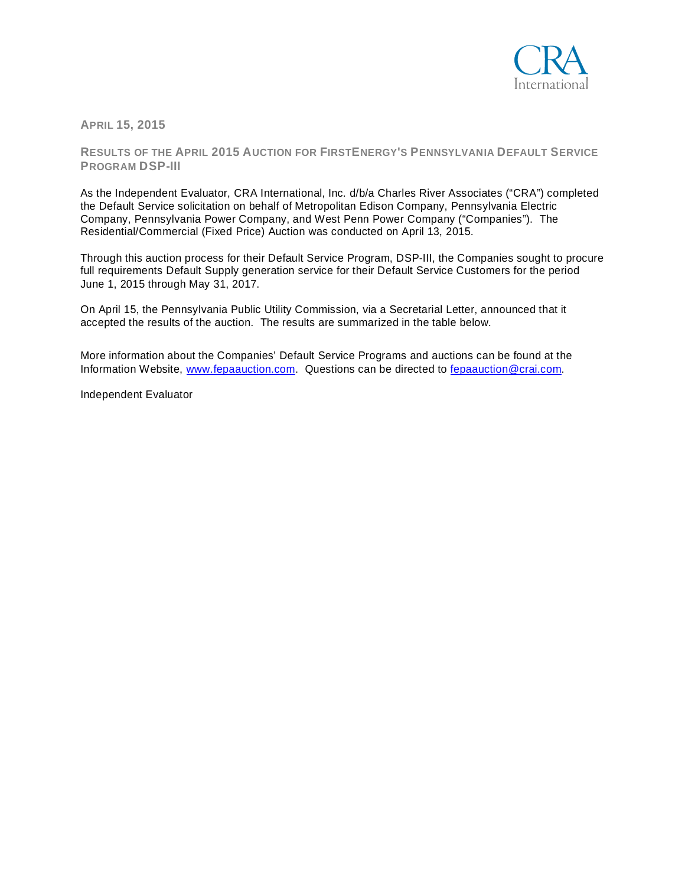**APRIL 15, 2015**

## RESULTS OF THE APRIL 2015 AUCTION FOR FIRSTENERGY'S PENNSYLVANIA DEFAULT SERVICE PROGRAM DSP-III

As the Independent Evaluator, CRA International, Inc. d/b/a Charles River Associates ("CRA") completed the Default Service solicitation on behalf of Metropolitan Edison Company, Pennsylvania Electric Company, Pennsylvania Power Company, and West Penn Power Company ("Companies"). The Residential/Commercial (Fixed Price) Auction was conducted on April 13, 2015.

Through this auction process for their Default Service Program, DSP-III, the Companies sought to procure full requirements Default Supply generation service for their Default Service Customers for the period June 1, 2015 through May 31, 2017.

On April 15, the Pennsylvania Public Utility Commission, via a Secretarial Letter, announced that it accepted the results of the auction. The results are summarized in the table below.

More information about the Companies' Default Service Programs and auctions can be found at the Information Website, [www.fepaauction.com](http://www.fepaauction.com). Questions can be directed to [fepaauction@crai.com](mailto:fepaauction@crai.com).

Independent Evaluator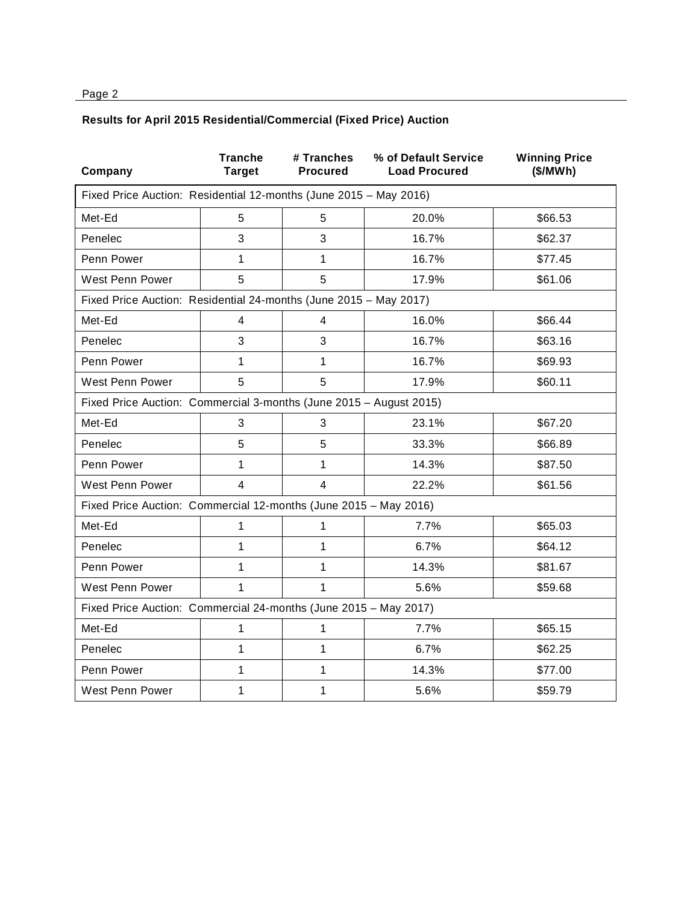**Results for April 2015 Residential/Commercial (Fixed Price) Auction**

| Company | Tranche Target | # Tranches Procured | % of Default Service Load Procured | Winning Price ($/MWh) |
|---|---|---|---|---|
| Fixed Price Auction: Residential 12-months (June 2015 – May 2016) | | | | |
| Met-Ed | 5 | 5 | 20.0% | $66.53 |
| Penelec | 3 | 3 | 16.7% | $62.37 |
| Penn Power | 1 | 1 | 16.7% | $77.45 |
| West Penn Power | 5 | 5 | 17.9% | $61.06 |
| Fixed Price Auction: Residential 24-months (June 2015 – May 2017) | | | | |
| Met-Ed | 4 | 4 | 16.0% | $66.44 |
| Penelec | 3 | 3 | 16.7% | $63.16 |
| Penn Power | 1 | 1 | 16.7% | $69.93 |
| West Penn Power | 5 | 5 | 17.9% | $60.11 |
| Fixed Price Auction: Commercial 3-months (June 2015 – August 2015) | | | | |
| Met-Ed | 3 | 3 | 23.1% | $67.20 |
| Penelec | 5 | 5 | 33.3% | $66.89 |
| Penn Power | 1 | 1 | 14.3% | $87.50 |
| West Penn Power | 4 | 4 | 22.2% | $61.56 |
| Fixed Price Auction: Commercial 12-months (June 2015 – May 2016) | | | | |
| Met-Ed | 1 | 1 | 7.7% | $65.03 |
| Penelec | 1 | 1 | 6.7% | $64.12 |
| Penn Power | 1 | 1 | 14.3% | $81.67 |
| West Penn Power | 1 | 1 | 5.6% | $59.68 |
| Fixed Price Auction: Commercial 24-months (June 2015 – May 2017) | | | | |
| Met-Ed | 1 | 1 | 7.7% | $65.15 |
| Penelec | 1 | 1 | 6.7% | $62.25 |
| Penn Power | 1 | 1 | 14.3% | $77.00 |
| West Penn Power | 1 | 1 | 5.6% | $59.79 |